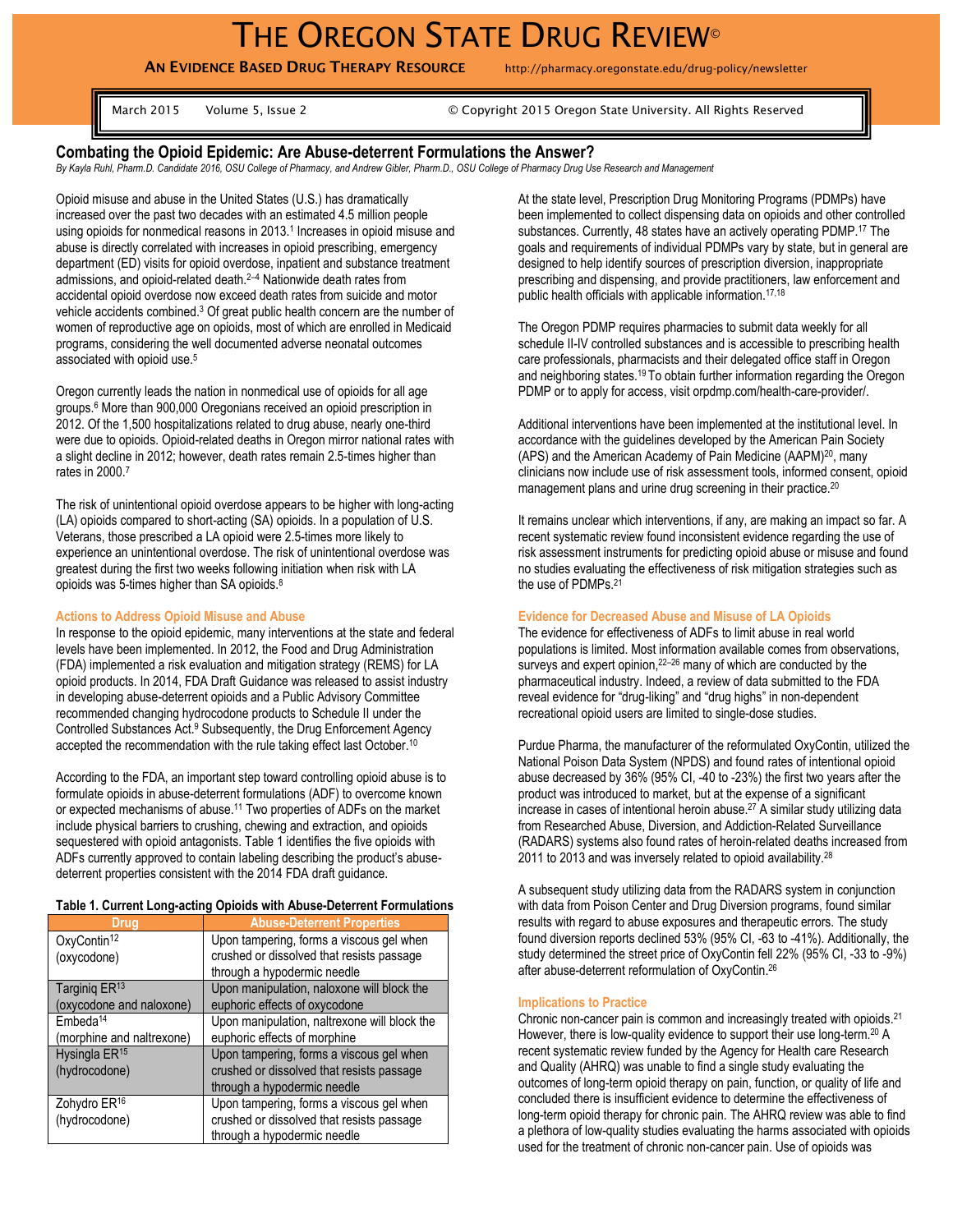# THE OREGON STATE DRUG REVIEW©

**AN EVIDENCE BASED DRUG THERAPY RESOURCE** http://pharmacy.oregonstate.edu/drug-policy/newsletter

March 2015 Volume 5, Issue 2 © Copyright 2015 Oregon State University. All Rights Reserved

## Combating the Opioid Epidemic: Are Abuse-deterrent Formulations the Answer?

*By Kayla Ruhl, Pharm.D. Candidate 2016, OSU College of Pharmacy, and Andrew Gibler, Pharm.D., OSU College of Pharmacy Drug Use Research and Management*

Opioid misuse and abuse in the United States (U.S.) has dramatically increased over the past two decades with an estimated 4.5 million people using opioids for nonmedical reasons in 2013.[1] Increases in opioid misuse and abuse is directly correlated with increases in opioid prescribing, emergency department (ED) visits for opioid overdose, inpatient and substance treatment admissions, and opioid-related death.[2–4] Nationwide death rates from accidental opioid overdose now exceed death rates from suicide and motor vehicle accidents combined.[3] Of great public health concern are the number of women of reproductive age on opioids, most of which are enrolled in Medicaid programs, considering the well documented adverse neonatal outcomes associated with opioid use.[5]

Oregon currently leads the nation in nonmedical use of opioids for all age groups.[6] More than 900,000 Oregonians received an opioid prescription in 2012. Of the 1,500 hospitalizations related to drug abuse, nearly one-third were due to opioids. Opioid-related deaths in Oregon mirror national rates with a slight decline in 2012; however, death rates remain 2.5-times higher than rates in 2000.[7]

The risk of unintentional opioid overdose appears to be higher with long-acting (LA) opioids compared to short-acting (SA) opioids. In a population of U.S. Veterans, those prescribed a LA opioid were 2.5-times more likely to experience an unintentional overdose. The risk of unintentional overdose was greatest during the first two weeks following initiation when risk with LA opioids was 5-times higher than SA opioids.[8]

### Actions to Address Opioid Misuse and Abuse

In response to the opioid epidemic, many interventions at the state and federal levels have been implemented. In 2012, the Food and Drug Administration (FDA) implemented a risk evaluation and mitigation strategy (REMS) for LA opioid products. In 2014, FDA Draft Guidance was released to assist industry in developing abuse-deterrent opioids and a Public Advisory Committee recommended changing hydrocodone products to Schedule II under the Controlled Substances Act.[9] Subsequently, the Drug Enforcement Agency accepted the recommendation with the rule taking effect last October.[10]

According to the FDA, an important step toward controlling opioid abuse is to formulate opioids in abuse-deterrent formulations (ADF) to overcome known or expected mechanisms of abuse.[11] Two properties of ADFs on the market include physical barriers to crushing, chewing and extraction, and opioids sequestered with opioid antagonists. Table 1 identifies the five opioids with ADFs currently approved to contain labeling describing the product's abuse-deterrent properties consistent with the 2014 FDA draft guidance.

**Table 1. Current Long-acting Opioids with Abuse-Deterrent Formulations**

| Drug | Abuse-Deterrent Properties |
|---|---|
| OxyContin[12] (oxycodone) | Upon tampering, forms a viscous gel when crushed or dissolved that resists passage through a hypodermic needle |
| Targiniq ER[13] (oxycodone and naloxone) | Upon manipulation, naloxone will block the euphoric effects of oxycodone |
| Embeda[14] (morphine and naltrexone) | Upon manipulation, naltrexone will block the euphoric effects of morphine |
| Hysingla ER[15] (hydrocodone) | Upon tampering, forms a viscous gel when crushed or dissolved that resists passage through a hypodermic needle |
| Zohydro ER[16] (hydrocodone) | Upon tampering, forms a viscous gel when crushed or dissolved that resists passage through a hypodermic needle |

At the state level, Prescription Drug Monitoring Programs (PDMPs) have been implemented to collect dispensing data on opioids and other controlled substances. Currently, 48 states have an actively operating PDMP.[17] The goals and requirements of individual PDMPs vary by state, but in general are designed to help identify sources of prescription diversion, inappropriate prescribing and dispensing, and provide practitioners, law enforcement and public health officials with applicable information.[17,18]

The Oregon PDMP requires pharmacies to submit data weekly for all schedule II-IV controlled substances and is accessible to prescribing health care professionals, pharmacists and their delegated office staff in Oregon and neighboring states.[19] To obtain further information regarding the Oregon PDMP or to apply for access, visit orpdmp.com/health-care-provider/.

Additional interventions have been implemented at the institutional level. In accordance with the guidelines developed by the American Pain Society (APS) and the American Academy of Pain Medicine (AAPM)[20], many clinicians now include use of risk assessment tools, informed consent, opioid management plans and urine drug screening in their practice.[20]

It remains unclear which interventions, if any, are making an impact so far. A recent systematic review found inconsistent evidence regarding the use of risk assessment instruments for predicting opioid abuse or misuse and found no studies evaluating the effectiveness of risk mitigation strategies such as the use of PDMPs.[21]

### Evidence for Decreased Abuse and Misuse of LA Opioids

The evidence for effectiveness of ADFs to limit abuse in real world populations is limited. Most information available comes from observations, surveys and expert opinion,[22–26] many of which are conducted by the pharmaceutical industry. Indeed, a review of data submitted to the FDA reveal evidence for "drug-liking" and "drug highs" in non-dependent recreational opioid users are limited to single-dose studies.

Purdue Pharma, the manufacturer of the reformulated OxyContin, utilized the National Poison Data System (NPDS) and found rates of intentional opioid abuse decreased by 36% (95% CI, -40 to -23%) the first two years after the product was introduced to market, but at the expense of a significant increase in cases of intentional heroin abuse.[27] A similar study utilizing data from Researched Abuse, Diversion, and Addiction-Related Surveillance (RADARS) systems also found rates of heroin-related deaths increased from 2011 to 2013 and was inversely related to opioid availability.[28]

A subsequent study utilizing data from the RADARS system in conjunction with data from Poison Center and Drug Diversion programs, found similar results with regard to abuse exposures and therapeutic errors. The study found diversion reports declined 53% (95% CI, -63 to -41%). Additionally, the study determined the street price of OxyContin fell 22% (95% CI, -33 to -9%) after abuse-deterrent reformulation of OxyContin.[26]

### Implications to Practice

Chronic non-cancer pain is common and increasingly treated with opioids.[21] However, there is low-quality evidence to support their use long-term.[20] A recent systematic review funded by the Agency for Health care Research and Quality (AHRQ) was unable to find a single study evaluating the outcomes of long-term opioid therapy on pain, function, or quality of life and concluded there is insufficient evidence to determine the effectiveness of long-term opioid therapy for chronic pain. The AHRQ review was able to find a plethora of low-quality studies evaluating the harms associated with opioids used for the treatment of chronic non-cancer pain. Use of opioids was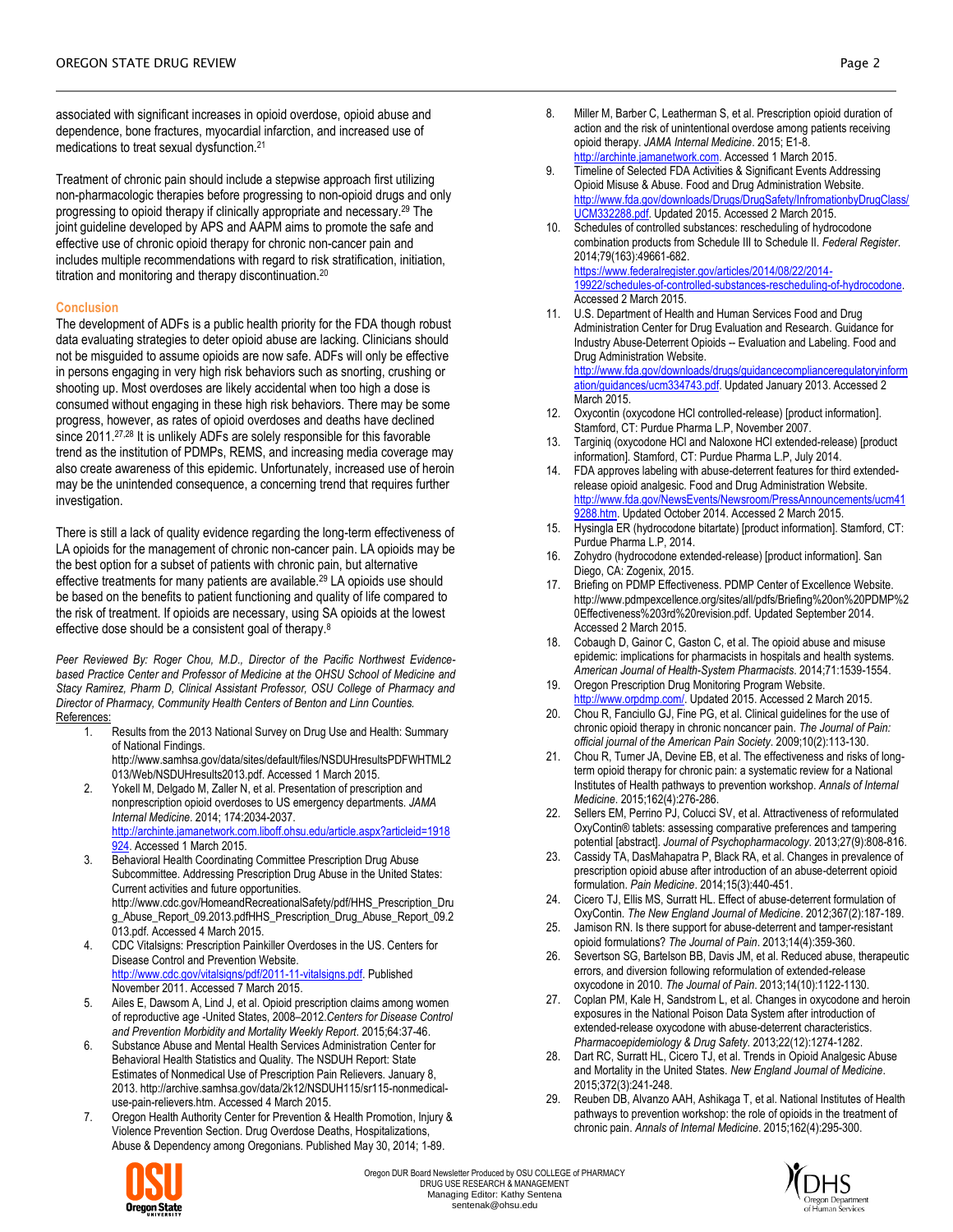associated with significant increases in opioid overdose, opioid abuse and dependence, bone fractures, myocardial infarction, and increased use of medications to treat sexual dysfunction.[21]

Treatment of chronic pain should include a stepwise approach first utilizing non-pharmacologic therapies before progressing to non-opioid drugs and only progressing to opioid therapy if clinically appropriate and necessary.[29] The joint guideline developed by APS and AAPM aims to promote the safe and effective use of chronic opioid therapy for chronic non-cancer pain and includes multiple recommendations with regard to risk stratification, initiation, titration and monitoring and therapy discontinuation.[20]

## Conclusion

The development of ADFs is a public health priority for the FDA though robust data evaluating strategies to deter opioid abuse are lacking. Clinicians should not be misguided to assume opioids are now safe. ADFs will only be effective in persons engaging in very high risk behaviors such as snorting, crushing or shooting up. Most overdoses are likely accidental when too high a dose is consumed without engaging in these high risk behaviors. There may be some progress, however, as rates of opioid overdoses and deaths have declined since 2011.[27,28] It is unlikely ADFs are solely responsible for this favorable trend as the institution of PDMPs, REMS, and increasing media coverage may also create awareness of this epidemic. Unfortunately, increased use of heroin may be the unintended consequence, a concerning trend that requires further investigation.

There is still a lack of quality evidence regarding the long-term effectiveness of LA opioids for the management of chronic non-cancer pain. LA opioids may be the best option for a subset of patients with chronic pain, but alternative effective treatments for many patients are available.[29] LA opioids use should be based on the benefits to patient functioning and quality of life compared to the risk of treatment. If opioids are necessary, using SA opioids at the lowest effective dose should be a consistent goal of therapy.[8]

*Peer Reviewed By: Roger Chou, M.D., Director of the Pacific Northwest Evidence-based Practice Center and Professor of Medicine at the OHSU School of Medicine and Stacy Ramirez, Pharm D, Clinical Assistant Professor, OSU College of Pharmacy and Director of Pharmacy, Community Health Centers of Benton and Linn Counties.*

References:

1. Results from the 2013 National Survey on Drug Use and Health: Summary of National Findings. http://www.samhsa.gov/data/sites/default/files/NSDUHresultsPDFWHTML2013/Web/NSDUHresults2013.pdf. Accessed 1 March 2015.
2. Yokell M, Delgado M, Zaller N, et al. Presentation of prescription and nonprescription opioid overdoses to US emergency departments. *JAMA Internal Medicine*. 2014; 174:2034-2037. http://archinte.jamanetwork.com.liboff.ohsu.edu/article.aspx?articleid=1918924. Accessed 1 March 2015.
3. Behavioral Health Coordinating Committee Prescription Drug Abuse Subcommittee. Addressing Prescription Drug Abuse in the United States: Current activities and future opportunities. http://www.cdc.gov/HomeandRecreationalSafety/pdf/HHS_Prescription_Drug_Abuse_Report_09.2013.pdfHHS_Prescription_Drug_Abuse_Report_09.2013.pdf. Accessed 4 March 2015.
4. CDC Vitalsigns: Prescription Painkiller Overdoses in the US. Centers for Disease Control and Prevention Website. http://www.cdc.gov/vitalsigns/pdf/2011-11-vitalsigns.pdf. Published November 2011. Accessed 7 March 2015.
5. Ailes E, Dawsom A, Lind J, et al. Opioid prescription claims among women of reproductive age -United States, 2008–2012.*Centers for Disease Control and Prevention Morbidity and Mortality Weekly Report*. 2015;64:37-46.
6. Substance Abuse and Mental Health Services Administration Center for Behavioral Health Statistics and Quality. The NSDUH Report: State Estimates of Nonmedical Use of Prescription Pain Relievers. January 8, 2013. http://archive.samhsa.gov/data/2k12/NSDUH115/sr115-nonmedical-use-pain-relievers.htm. Accessed 4 March 2015.
7. Oregon Health Authority Center for Prevention & Health Promotion, Injury & Violence Prevention Section. Drug Overdose Deaths, Hospitalizations, Abuse & Dependency among Oregonians. Published May 30, 2014; 1-89.
8. Miller M, Barber C, Leatherman S, et al. Prescription opioid duration of action and the risk of unintentional overdose among patients receiving opioid therapy. *JAMA Internal Medicine*. 2015; E1-8. http://archinte.jamanetwork.com. Accessed 1 March 2015.
9. Timeline of Selected FDA Activities & Significant Events Addressing Opioid Misuse & Abuse. Food and Drug Administration Website. http://www.fda.gov/downloads/Drugs/DrugSafety/InfromationbyDrugClass/UCM332288.pdf. Updated 2015. Accessed 2 March 2015.
10. Schedules of controlled substances: rescheduling of hydrocodone combination products from Schedule III to Schedule II. *Federal Register*. 2014;79(163):49661-682. https://www.federalregister.gov/articles/2014/08/22/2014-19922/schedules-of-controlled-substances-rescheduling-of-hydrocodone. Accessed 2 March 2015.
11. U.S. Department of Health and Human Services Food and Drug Administration Center for Drug Evaluation and Research. Guidance for Industry Abuse-Deterrent Opioids -- Evaluation and Labeling. Food and Drug Administration Website. http://www.fda.gov/downloads/drugs/guidancecomplianceregulatoryinformation/guidances/ucm334743.pdf. Updated January 2013. Accessed 2 March 2015.
12. Oxycontin (oxycodone HCl controlled-release) [product information]. Stamford, CT: Purdue Pharma L.P, November 2007.
13. Targiniq (oxycodone HCl and Naloxone HCl extended-release) [product information]. Stamford, CT: Purdue Pharma L.P, July 2014.
14. FDA approves labeling with abuse-deterrent features for third extended-release opioid analgesic. Food and Drug Administration Website. http://www.fda.gov/NewsEvents/Newsroom/PressAnnouncements/ucm419288.htm. Updated October 2014. Accessed 2 March 2015.
15. Hysingla ER (hydrocodone bitartate) [product information]. Stamford, CT: Purdue Pharma L.P, 2014.
16. Zohydro (hydrocodone extended-release) [product information]. San Diego, CA: Zogenix, 2015.
17. Briefing on PDMP Effectiveness. PDMP Center of Excellence Website. http://www.pdmpexcellence.org/sites/all/pdfs/Briefing%20on%20PDMP%20Effectiveness%203rd%20revision.pdf. Updated September 2014. Accessed 2 March 2015.
18. Cobaugh D, Gainor C, Gaston C, et al. The opioid abuse and misuse epidemic: implications for pharmacists in hospitals and health systems. *American Journal of Health-System Pharmacists*. 2014;71:1539-1554.
19. Oregon Prescription Drug Monitoring Program Website. http://www.orpdmp.com/. Updated 2015. Accessed 2 March 2015.
20. Chou R, Fanciullo GJ, Fine PG, et al. Clinical guidelines for the use of chronic opioid therapy in chronic noncancer pain. *The Journal of Pain: official journal of the American Pain Society*. 2009;10(2):113-130.
21. Chou R, Turner JA, Devine EB, et al. The effectiveness and risks of long-term opioid therapy for chronic pain: a systematic review for a National Institutes of Health pathways to prevention workshop. *Annals of Internal Medicine*. 2015;162(4):276-286.
22. Sellers EM, Perrino PJ, Colucci SV, et al. Attractiveness of reformulated OxyContin® tablets: assessing comparative preferences and tampering potential [abstract]. *Journal of Psychopharmacology*. 2013;27(9):808-816.
23. Cassidy TA, DasMahapatra P, Black RA, et al. Changes in prevalence of prescription opioid abuse after introduction of an abuse-deterrent opioid formulation. *Pain Medicine*. 2014;15(3):440-451.
24. Cicero TJ, Ellis MS, Surratt HL. Effect of abuse-deterrent formulation of OxyContin. *The New England Journal of Medicine*. 2012;367(2):187-189.
25. Jamison RN. Is there support for abuse-deterrent and tamper-resistant opioid formulations? *The Journal of Pain*. 2013;14(4):359-360.
26. Severtson SG, Bartelson BB, Davis JM, et al. Reduced abuse, therapeutic errors, and diversion following reformulation of extended-release oxycodone in 2010. *The Journal of Pain*. 2013;14(10):1122-1130.
27. Coplan PM, Kale H, Sandstrom L, et al. Changes in oxycodone and heroin exposures in the National Poison Data System after introduction of extended-release oxycodone with abuse-deterrent characteristics. *Pharmacoepidemiology & Drug Safety*. 2013;22(12):1274-1282.
28. Dart RC, Surratt HL, Cicero TJ, et al. Trends in Opioid Analgesic Abuse and Mortality in the United States. *New England Journal of Medicine*. 2015;372(3):241-248.
29. Reuben DB, Alvanzo AAH, Ashikaga T, et al. National Institutes of Health pathways to prevention workshop: the role of opioids in the treatment of chronic pain. *Annals of Internal Medicine*. 2015;162(4):295-300.